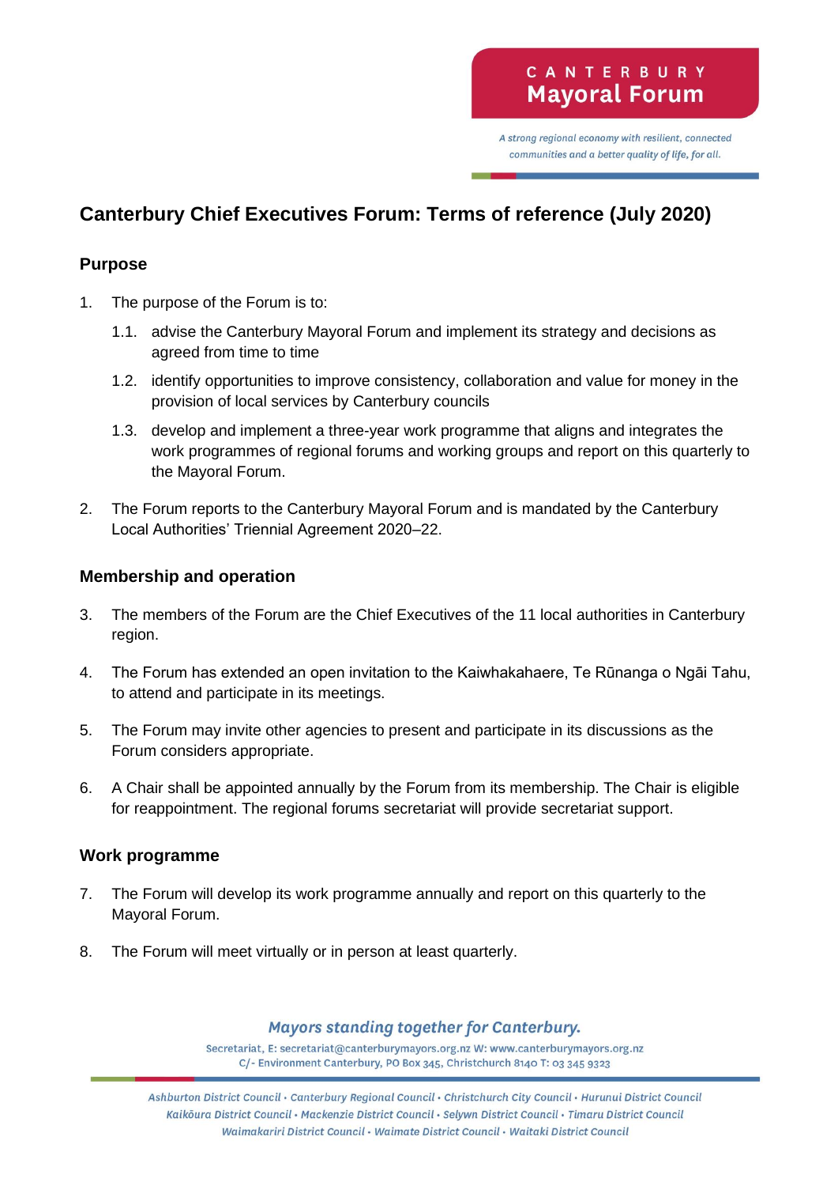# Canterbury Chief Executives Forum: Terms of reference (July 2020)

## Purpose

1. The purpose of the Forum is to:
   1.1. advise the Canterbury Mayoral Forum and implement its strategy and decisions as agreed from time to time
   1.2. identify opportunities to improve consistency, collaboration and value for money in the provision of local services by Canterbury councils
   1.3. develop and implement a three-year work programme that aligns and integrates the work programmes of regional forums and working groups and report on this quarterly to the Mayoral Forum.
2. The Forum reports to the Canterbury Mayoral Forum and is mandated by the Canterbury Local Authorities' Triennial Agreement 2020–22.

## Membership and operation

3. The members of the Forum are the Chief Executives of the 11 local authorities in Canterbury region.
4. The Forum has extended an open invitation to the Kaiwhakahaere, Te Rūnanga o Ngāi Tahu, to attend and participate in its meetings.
5. The Forum may invite other agencies to present and participate in its discussions as the Forum considers appropriate.
6. A Chair shall be appointed annually by the Forum from its membership. The Chair is eligible for reappointment. The regional forums secretariat will provide secretariat support.

## Work programme

7. The Forum will develop its work programme annually and report on this quarterly to the Mayoral Forum.
8. The Forum will meet virtually or in person at least quarterly.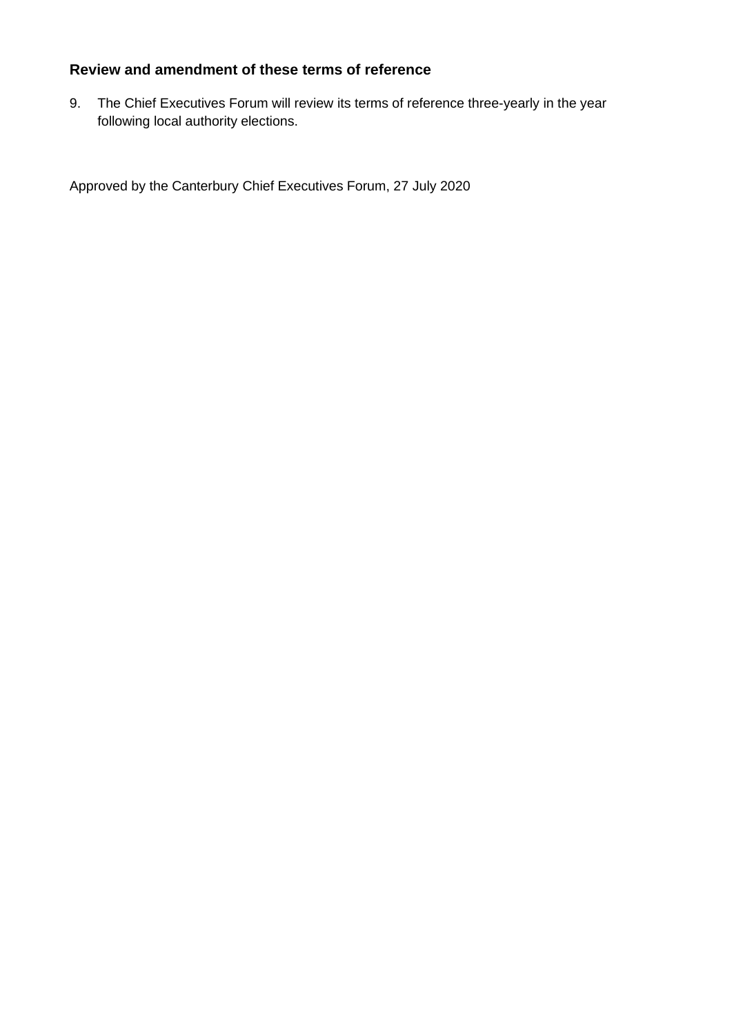## Review and amendment of these terms of reference

9. The Chief Executives Forum will review its terms of reference three-yearly in the year following local authority elections.

Approved by the Canterbury Chief Executives Forum, 27 July 2020